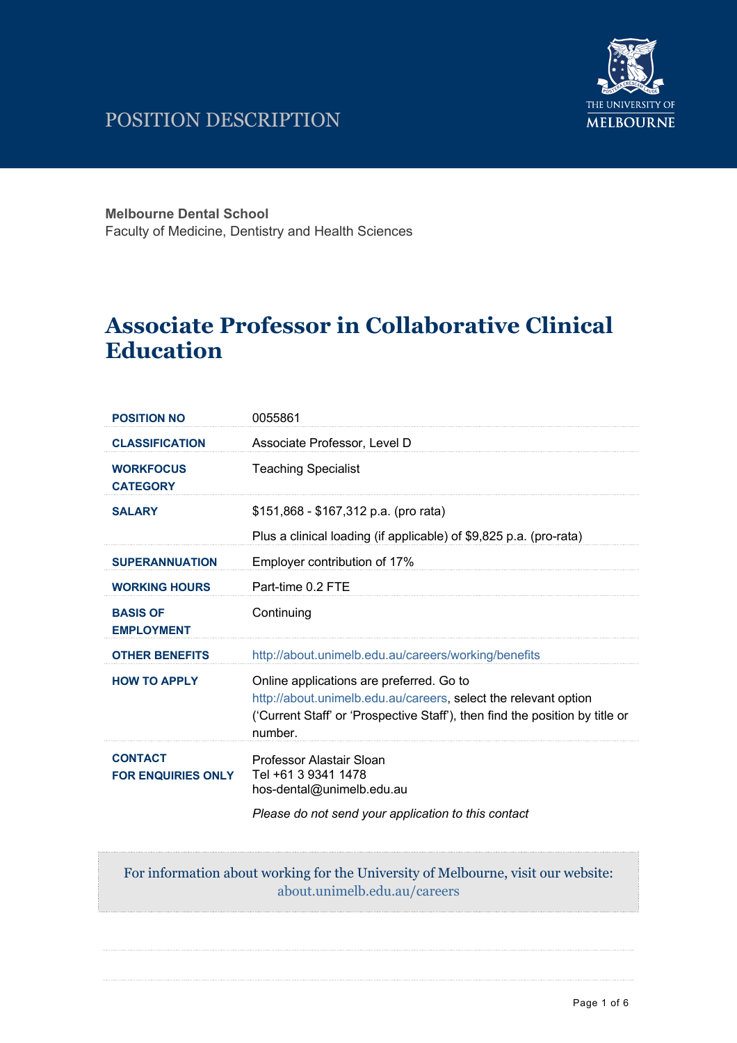# POSITION DESCRIPTION

**Melbourne Dental School**
Faculty of Medicine, Dentistry and Health Sciences

# Associate Professor in Collaborative Clinical Education

| | |
|---|---|
| **POSITION NO** | 0055861 |
| **CLASSIFICATION** | Associate Professor, Level D |
| **WORKFOCUS CATEGORY** | Teaching Specialist |
| **SALARY** | $151,868 - $167,312 p.a. (pro rata)<br>Plus a clinical loading (if applicable) of $9,825 p.a. (pro-rata) |
| **SUPERANNUATION** | Employer contribution of 17% |
| **WORKING HOURS** | Part-time 0.2 FTE |
| **BASIS OF EMPLOYMENT** | Continuing |
| **OTHER BENEFITS** | http://about.unimelb.edu.au/careers/working/benefits |
| **HOW TO APPLY** | Online applications are preferred. Go to http://about.unimelb.edu.au/careers, select the relevant option ('Current Staff' or 'Prospective Staff'), then find the position by title or number. |
| **CONTACT FOR ENQUIRIES ONLY** | Professor Alastair Sloan<br>Tel +61 3 9341 1478<br>hos-dental@unimelb.edu.au<br>*Please do not send your application to this contact* |

For information about working for the University of Melbourne, visit our website: about.unimelb.edu.au/careers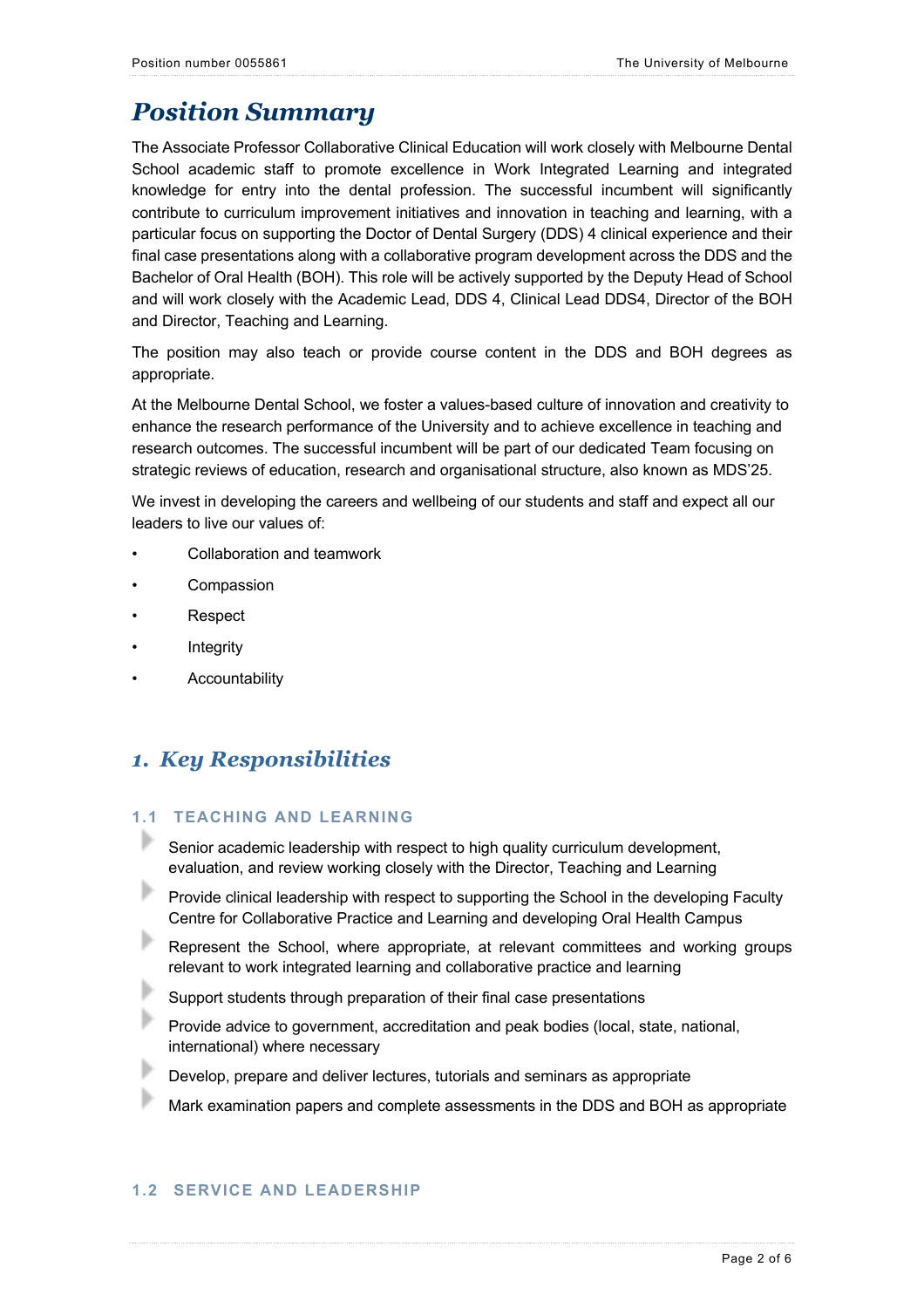# Position Summary

The Associate Professor Collaborative Clinical Education will work closely with Melbourne Dental School academic staff to promote excellence in Work Integrated Learning and integrated knowledge for entry into the dental profession. The successful incumbent will significantly contribute to curriculum improvement initiatives and innovation in teaching and learning, with a particular focus on supporting the Doctor of Dental Surgery (DDS) 4 clinical experience and their final case presentations along with a collaborative program development across the DDS and the Bachelor of Oral Health (BOH). This role will be actively supported by the Deputy Head of School and will work closely with the Academic Lead, DDS 4, Clinical Lead DDS4, Director of the BOH and Director, Teaching and Learning.

The position may also teach or provide course content in the DDS and BOH degrees as appropriate.

At the Melbourne Dental School, we foster a values-based culture of innovation and creativity to enhance the research performance of the University and to achieve excellence in teaching and research outcomes. The successful incumbent will be part of our dedicated Team focusing on strategic reviews of education, research and organisational structure, also known as MDS'25.

We invest in developing the careers and wellbeing of our students and staff and expect all our leaders to live our values of:

- Collaboration and teamwork
- Compassion
- Respect
- Integrity
- Accountability

# 1. Key Responsibilities

## 1.1 TEACHING AND LEARNING

- Senior academic leadership with respect to high quality curriculum development, evaluation, and review working closely with the Director, Teaching and Learning
- Provide clinical leadership with respect to supporting the School in the developing Faculty Centre for Collaborative Practice and Learning and developing Oral Health Campus
- Represent the School, where appropriate, at relevant committees and working groups relevant to work integrated learning and collaborative practice and learning
- Support students through preparation of their final case presentations
- Provide advice to government, accreditation and peak bodies (local, state, national, international) where necessary
- Develop, prepare and deliver lectures, tutorials and seminars as appropriate
- Mark examination papers and complete assessments in the DDS and BOH as appropriate

## 1.2 SERVICE AND LEADERSHIP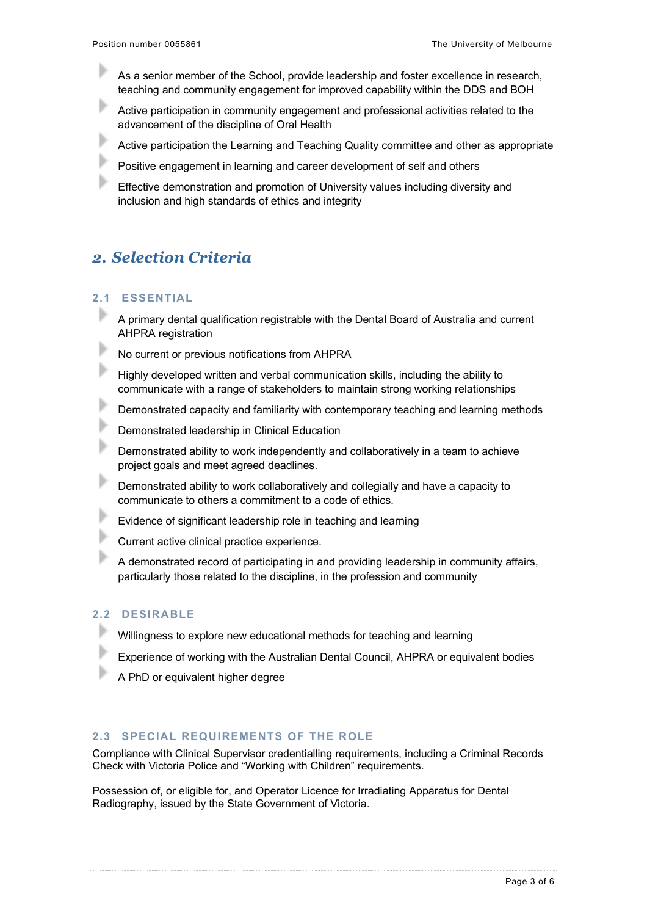- As a senior member of the School, provide leadership and foster excellence in research, teaching and community engagement for improved capability within the DDS and BOH
- Active participation in community engagement and professional activities related to the advancement of the discipline of Oral Health
- Active participation the Learning and Teaching Quality committee and other as appropriate
- Positive engagement in learning and career development of self and others
- Effective demonstration and promotion of University values including diversity and inclusion and high standards of ethics and integrity

## 2. Selection Criteria

### 2.1 ESSENTIAL

- A primary dental qualification registrable with the Dental Board of Australia and current AHPRA registration
- No current or previous notifications from AHPRA
- Highly developed written and verbal communication skills, including the ability to communicate with a range of stakeholders to maintain strong working relationships
- Demonstrated capacity and familiarity with contemporary teaching and learning methods
- Demonstrated leadership in Clinical Education
- Demonstrated ability to work independently and collaboratively in a team to achieve project goals and meet agreed deadlines.
- Demonstrated ability to work collaboratively and collegially and have a capacity to communicate to others a commitment to a code of ethics.
- Evidence of significant leadership role in teaching and learning
- Current active clinical practice experience.
- A demonstrated record of participating in and providing leadership in community affairs, particularly those related to the discipline, in the profession and community

### 2.2 DESIRABLE

- Willingness to explore new educational methods for teaching and learning
- Experience of working with the Australian Dental Council, AHPRA or equivalent bodies
- A PhD or equivalent higher degree

### 2.3 SPECIAL REQUIREMENTS OF THE ROLE

Compliance with Clinical Supervisor credentialling requirements, including a Criminal Records Check with Victoria Police and “Working with Children” requirements.

Possession of, or eligible for, and Operator Licence for Irradiating Apparatus for Dental Radiography, issued by the State Government of Victoria.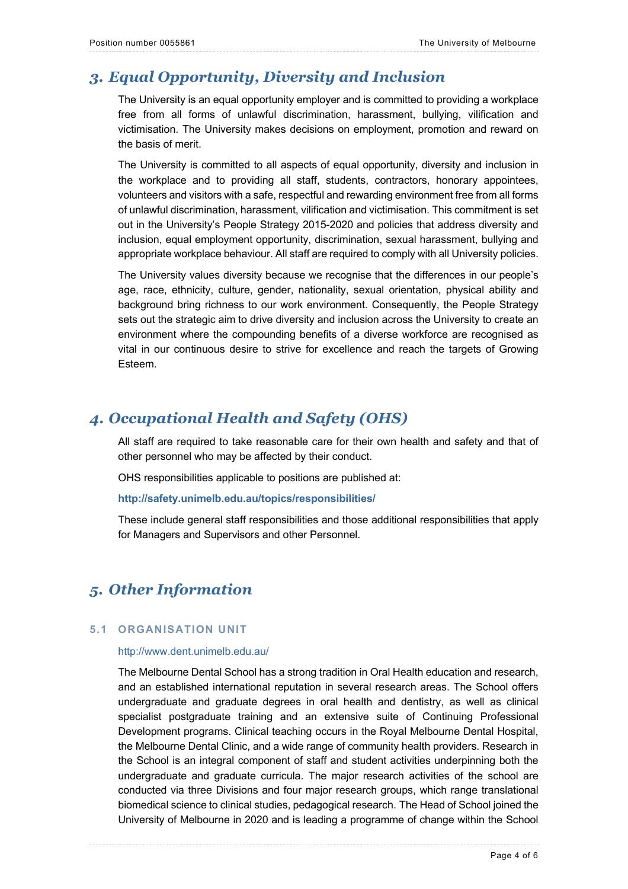## *3. Equal Opportunity, Diversity and Inclusion*

The University is an equal opportunity employer and is committed to providing a workplace free from all forms of unlawful discrimination, harassment, bullying, vilification and victimisation. The University makes decisions on employment, promotion and reward on the basis of merit.

The University is committed to all aspects of equal opportunity, diversity and inclusion in the workplace and to providing all staff, students, contractors, honorary appointees, volunteers and visitors with a safe, respectful and rewarding environment free from all forms of unlawful discrimination, harassment, vilification and victimisation. This commitment is set out in the University's People Strategy 2015-2020 and policies that address diversity and inclusion, equal employment opportunity, discrimination, sexual harassment, bullying and appropriate workplace behaviour. All staff are required to comply with all University policies.

The University values diversity because we recognise that the differences in our people's age, race, ethnicity, culture, gender, nationality, sexual orientation, physical ability and background bring richness to our work environment. Consequently, the People Strategy sets out the strategic aim to drive diversity and inclusion across the University to create an environment where the compounding benefits of a diverse workforce are recognised as vital in our continuous desire to strive for excellence and reach the targets of Growing Esteem.

## *4. Occupational Health and Safety (OHS)*

All staff are required to take reasonable care for their own health and safety and that of other personnel who may be affected by their conduct.

OHS responsibilities applicable to positions are published at:

**http://safety.unimelb.edu.au/topics/responsibilities/**

These include general staff responsibilities and those additional responsibilities that apply for Managers and Supervisors and other Personnel.

## *5. Other Information*

### 5.1 ORGANISATION UNIT

http://www.dent.unimelb.edu.au/

The Melbourne Dental School has a strong tradition in Oral Health education and research, and an established international reputation in several research areas. The School offers undergraduate and graduate degrees in oral health and dentistry, as well as clinical specialist postgraduate training and an extensive suite of Continuing Professional Development programs. Clinical teaching occurs in the Royal Melbourne Dental Hospital, the Melbourne Dental Clinic, and a wide range of community health providers. Research in the School is an integral component of staff and student activities underpinning both the undergraduate and graduate curricula. The major research activities of the school are conducted via three Divisions and four major research groups, which range translational biomedical science to clinical studies, pedagogical research. The Head of School joined the University of Melbourne in 2020 and is leading a programme of change within the School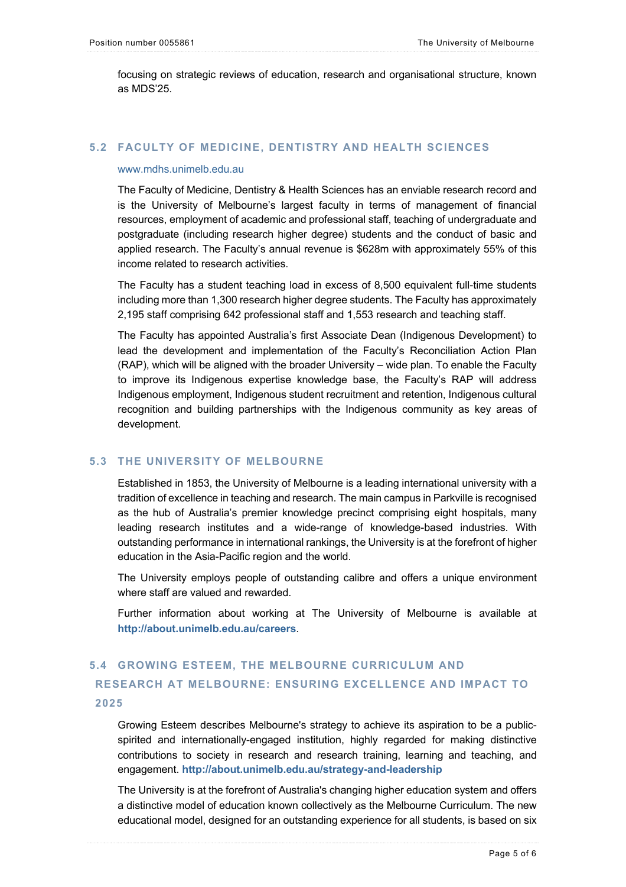focusing on strategic reviews of education, research and organisational structure, known as MDS'25.

## 5.2 FACULTY OF MEDICINE, DENTISTRY AND HEALTH SCIENCES

www.mdhs.unimelb.edu.au

The Faculty of Medicine, Dentistry & Health Sciences has an enviable research record and is the University of Melbourne's largest faculty in terms of management of financial resources, employment of academic and professional staff, teaching of undergraduate and postgraduate (including research higher degree) students and the conduct of basic and applied research. The Faculty's annual revenue is $628m with approximately 55% of this income related to research activities.

The Faculty has a student teaching load in excess of 8,500 equivalent full-time students including more than 1,300 research higher degree students. The Faculty has approximately 2,195 staff comprising 642 professional staff and 1,553 research and teaching staff.

The Faculty has appointed Australia's first Associate Dean (Indigenous Development) to lead the development and implementation of the Faculty's Reconciliation Action Plan (RAP), which will be aligned with the broader University – wide plan. To enable the Faculty to improve its Indigenous expertise knowledge base, the Faculty's RAP will address Indigenous employment, Indigenous student recruitment and retention, Indigenous cultural recognition and building partnerships with the Indigenous community as key areas of development.

## 5.3 THE UNIVERSITY OF MELBOURNE

Established in 1853, the University of Melbourne is a leading international university with a tradition of excellence in teaching and research. The main campus in Parkville is recognised as the hub of Australia's premier knowledge precinct comprising eight hospitals, many leading research institutes and a wide-range of knowledge-based industries. With outstanding performance in international rankings, the University is at the forefront of higher education in the Asia-Pacific region and the world.

The University employs people of outstanding calibre and offers a unique environment where staff are valued and rewarded.

Further information about working at The University of Melbourne is available at **http://about.unimelb.edu.au/careers**.

## 5.4 GROWING ESTEEM, THE MELBOURNE CURRICULUM AND RESEARCH AT MELBOURNE: ENSURING EXCELLENCE AND IMPACT TO 2025

Growing Esteem describes Melbourne's strategy to achieve its aspiration to be a public-spirited and internationally-engaged institution, highly regarded for making distinctive contributions to society in research and research training, learning and teaching, and engagement. **http://about.unimelb.edu.au/strategy-and-leadership**

The University is at the forefront of Australia's changing higher education system and offers a distinctive model of education known collectively as the Melbourne Curriculum. The new educational model, designed for an outstanding experience for all students, is based on six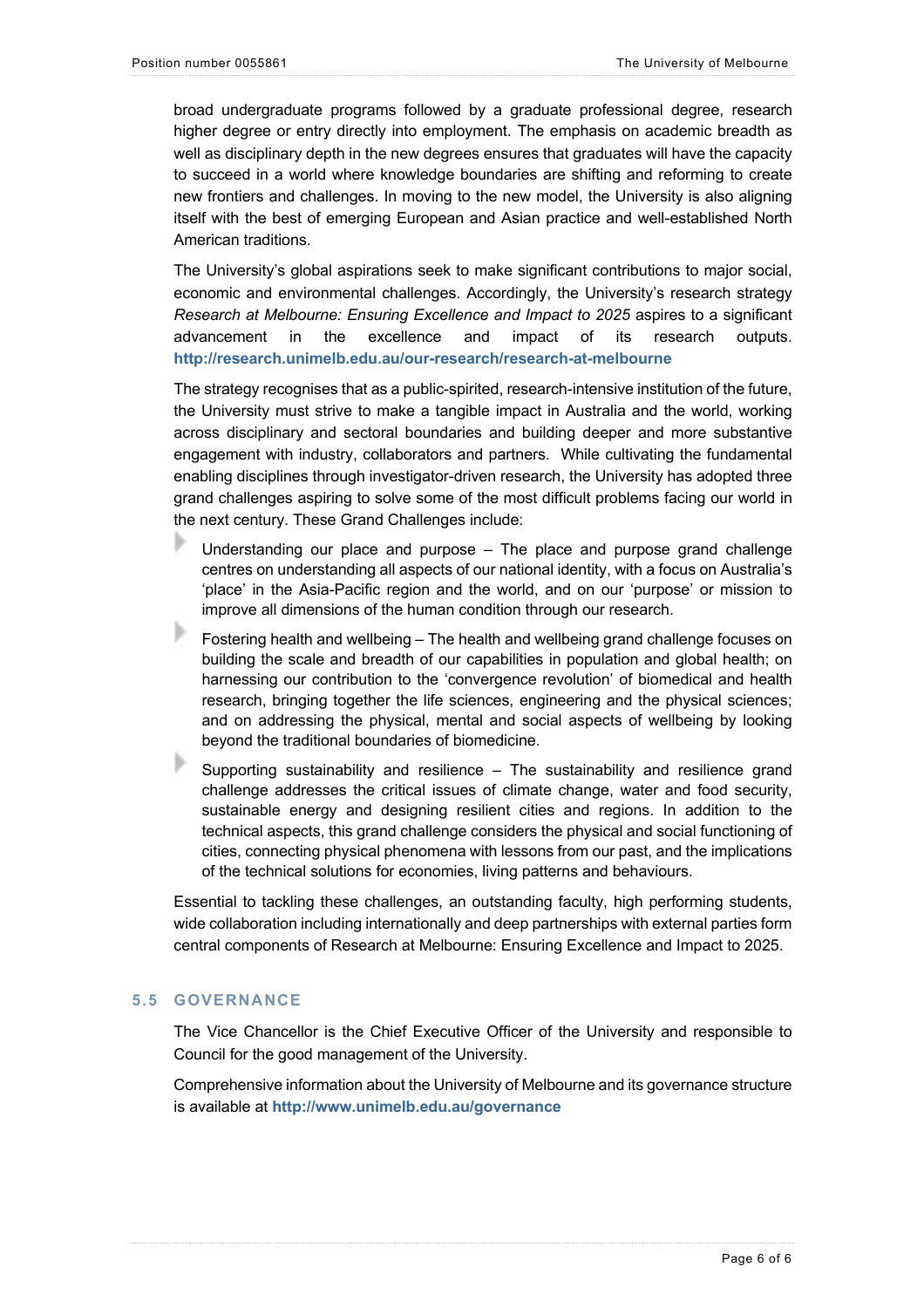broad undergraduate programs followed by a graduate professional degree, research higher degree or entry directly into employment. The emphasis on academic breadth as well as disciplinary depth in the new degrees ensures that graduates will have the capacity to succeed in a world where knowledge boundaries are shifting and reforming to create new frontiers and challenges. In moving to the new model, the University is also aligning itself with the best of emerging European and Asian practice and well-established North American traditions.

The University's global aspirations seek to make significant contributions to major social, economic and environmental challenges. Accordingly, the University's research strategy *Research at Melbourne: Ensuring Excellence and Impact to 2025* aspires to a significant advancement in the excellence and impact of its research outputs. **http://research.unimelb.edu.au/our-research/research-at-melbourne**

The strategy recognises that as a public-spirited, research-intensive institution of the future, the University must strive to make a tangible impact in Australia and the world, working across disciplinary and sectoral boundaries and building deeper and more substantive engagement with industry, collaborators and partners. While cultivating the fundamental enabling disciplines through investigator-driven research, the University has adopted three grand challenges aspiring to solve some of the most difficult problems facing our world in the next century. These Grand Challenges include:

- Understanding our place and purpose – The place and purpose grand challenge centres on understanding all aspects of our national identity, with a focus on Australia's 'place' in the Asia-Pacific region and the world, and on our 'purpose' or mission to improve all dimensions of the human condition through our research.
- Fostering health and wellbeing – The health and wellbeing grand challenge focuses on building the scale and breadth of our capabilities in population and global health; on harnessing our contribution to the 'convergence revolution' of biomedical and health research, bringing together the life sciences, engineering and the physical sciences; and on addressing the physical, mental and social aspects of wellbeing by looking beyond the traditional boundaries of biomedicine.
- Supporting sustainability and resilience – The sustainability and resilience grand challenge addresses the critical issues of climate change, water and food security, sustainable energy and designing resilient cities and regions. In addition to the technical aspects, this grand challenge considers the physical and social functioning of cities, connecting physical phenomena with lessons from our past, and the implications of the technical solutions for economies, living patterns and behaviours.

Essential to tackling these challenges, an outstanding faculty, high performing students, wide collaboration including internationally and deep partnerships with external parties form central components of Research at Melbourne: Ensuring Excellence and Impact to 2025.

## 5.5 GOVERNANCE

The Vice Chancellor is the Chief Executive Officer of the University and responsible to Council for the good management of the University.

Comprehensive information about the University of Melbourne and its governance structure is available at **http://www.unimelb.edu.au/governance**